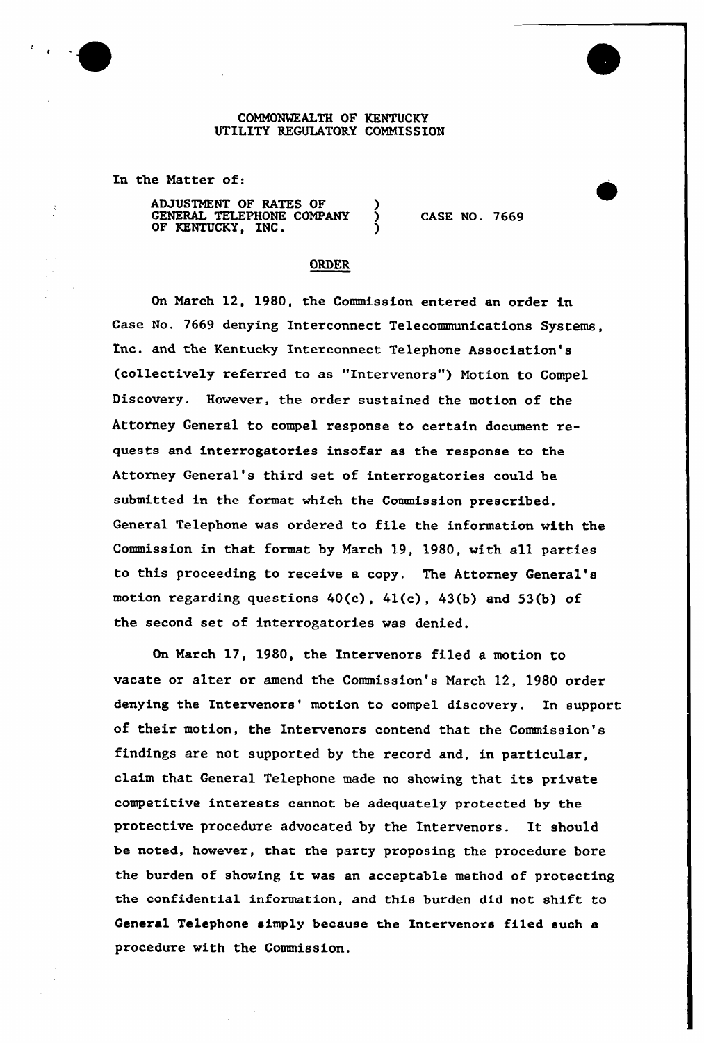COMMONWEALTH OF KENTUCKY
UTILITY REGULATORY COMMISSION

In the Matter of:

ADJUSTMENT OF RATES OF GENERAL TELEPHONE COMPANY OF KENTUCKY, INC. ) CASE NO. 7669

## ORDER

On March 12, 1980, the Commission entered an order in Case No. 7669 denying Interconnect Telecommunications Systems, Inc. and the Kentucky Interconnect Telephone Association's (collectively referred to as "Intervenors") Motion to Compel Discovery. However, the order sustained the motion of the Attorney General to compel response to certain document requests and interrogatories insofar as the response to the Attorney General's third set of interrogatories could be submitted in the format which the Commission prescribed. General Telephone was ordered to file the information with the Commission in that format by March 19, 1980, with all parties to this proceeding to receive a copy. The Attorney General's motion regarding questions 40(c), 41(c), 43(b) and 53(b) of the second set of interrogatories was denied.

On March 17, 1980, the Intervenors filed a motion to vacate or alter or amend the Commission's March 12, 1980 order denying the Intervenors' motion to compel discovery. In support of their motion, the Intervenors contend that the Commission's findings are not supported by the record and, in particular, claim that General Telephone made no showing that its private competitive interests cannot be adequately protected by the protective procedure advocated by the Intervenors. It should be noted, however, that the party proposing the procedure bore the burden of showing it was an acceptable method of protecting the confidential information, and this burden did not shift to General Telephone simply because the Intervenors filed such a procedure with the Commission.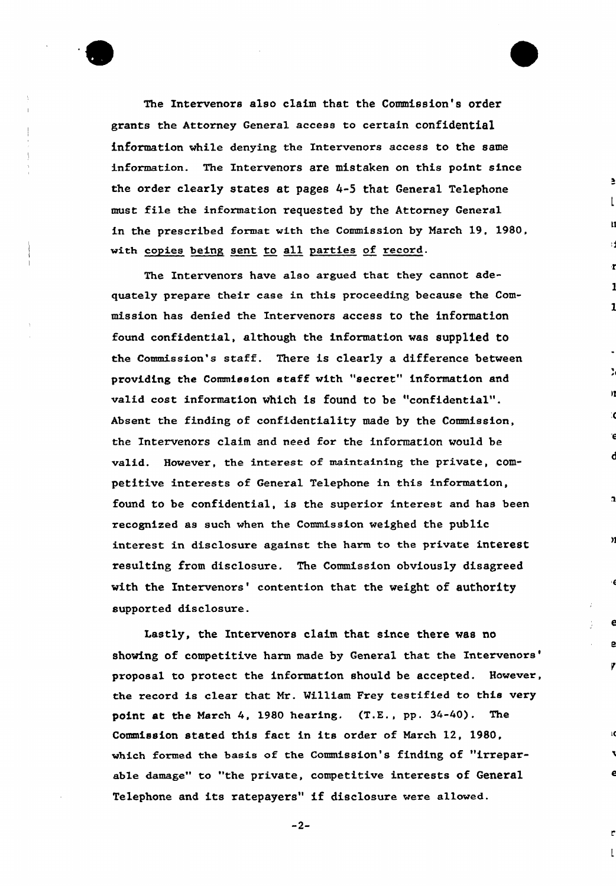The Intervenors also claim that the Commission's order grants the Attorney General access to certain confidential information while denying the Intervenors access to the same information. The Intervenors are mistaken on this point since the order clearly states at pages 4-5 that General Telephone must file the information requested by the Attorney General in the prescribed format with the Commission by March 19, 1980, with <u>copies being sent to all parties of record</u>.

The Intervenors have also argued that they cannot adequately prepare their case in this proceeding because the Commission has denied the Intervenors access to the information found confidential, although the information was supplied to the Commission's staff. There is clearly a difference between providing the Commission staff with "secret" information and valid cost information which is found to be "confidential". Absent the finding of confidentiality made by the Commission, the Intervenors claim and need for the information would be valid. However, the interest of maintaining the private, competitive interests of General Telephone in this information, found to be confidential, is the superior interest and has been recognized as such when the Commission weighed the public interest in disclosure against the harm to the private interest resulting from disclosure. The Commission obviously disagreed with the Intervenors' contention that the weight of authority supported disclosure.

Lastly, the Intervenors claim that since there was no showing of competitive harm made by General that the Intervenors' proposal to protect the information should be accepted. However, the record is clear that Mr. William Frey testified to this very point at the March 4, 1980 hearing. (T.E., pp. 34-40). The Commission stated this fact in its order of March 12, 1980, which formed the basis of the Commission's finding of "irreparable damage" to "the private, competitive interests of General Telephone and its ratepayers" if disclosure were allowed.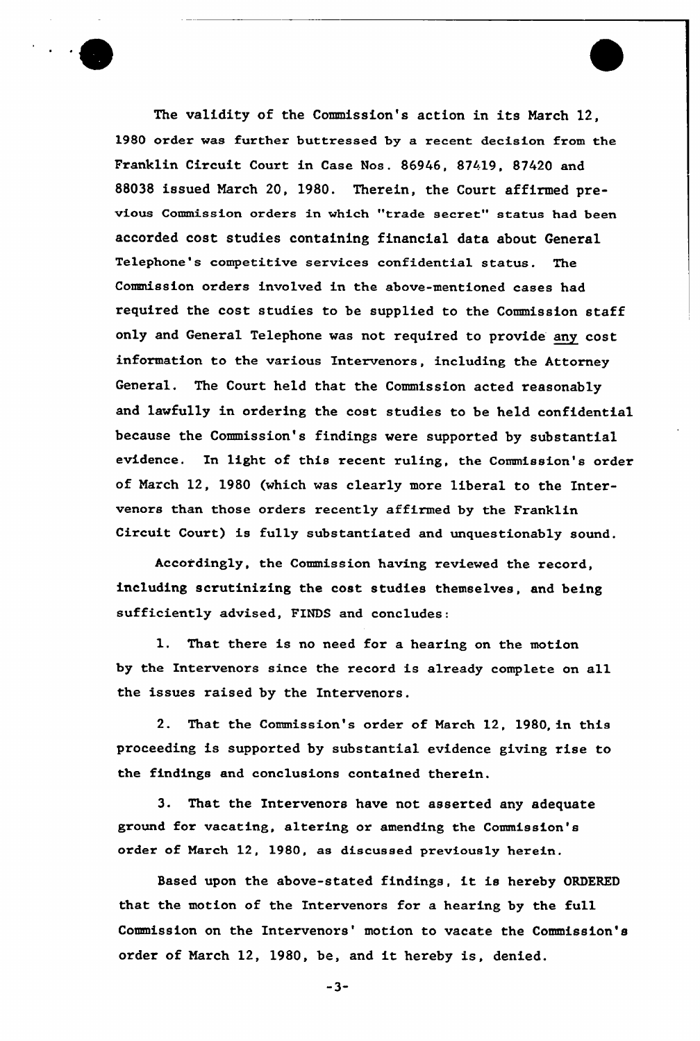The validity of the Commission's action in its March 12, 1980 order was further buttressed by a recent decision from the Franklin Circuit Court in Case Nos. 86946, 87419, 87420 and 88038 issued March 20, 1980. Therein, the Court affirmed previous Commission orders in which "trade secret" status had been accorded cost studies containing financial data about General Telephone's competitive services confidential status. The Commission orders involved in the above-mentioned cases had required the cost studies to be supplied to the Commission staff only and General Telephone was not required to provide any cost information to the various Intervenors, including the Attorney General. The Court held that the Commission acted reasonably and lawfully in ordering the cost studies to be held confidential because the Commission's findings were supported by substantial evidence. In light of this recent ruling, the Commission's order of March 12, 1980 (which was clearly more liberal to the Intervenors than those orders recently affirmed by the Franklin Circuit Court) is fully substantiated and unquestionably sound.

Accordingly, the Commission having reviewed the record, including scrutinizing the cost studies themselves, and being sufficiently advised, FINDS and concludes:

1. That there is no need for a hearing on the motion by the Intervenors since the record is already complete on all the issues raised by the Intervenors.

2. That the Commission's order of March 12, 1980, in this proceeding is supported by substantial evidence giving rise to the findings and conclusions contained therein.

3. That the Intervenors have not asserted any adequate ground for vacating, altering or amending the Commission's order of March 12, 1980, as discussed previously herein.

Based upon the above-stated findings, it is hereby ORDERED that the motion of the Intervenors for a hearing by the full Commission on the Intervenors' motion to vacate the Commission's order of March 12, 1980, be, and it hereby is, denied.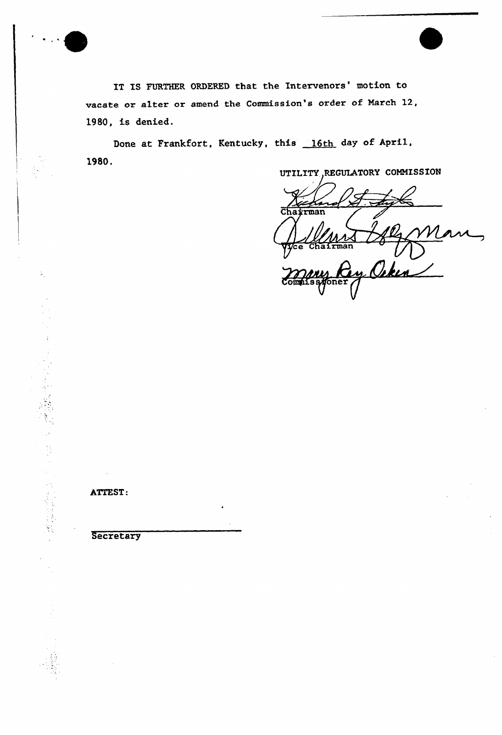IT IS FURTHER ORDERED that the Intervenors' motion to vacate or alter or amend the Commission's order of March 12, 1980, is denied.

Done at Frankfort, Kentucky, this 16th day of April, 1980.

UTILITY REGULATORY COMMISSION

Chairman

Vice Chairman

Commissioner

ATTEST:

Secretary